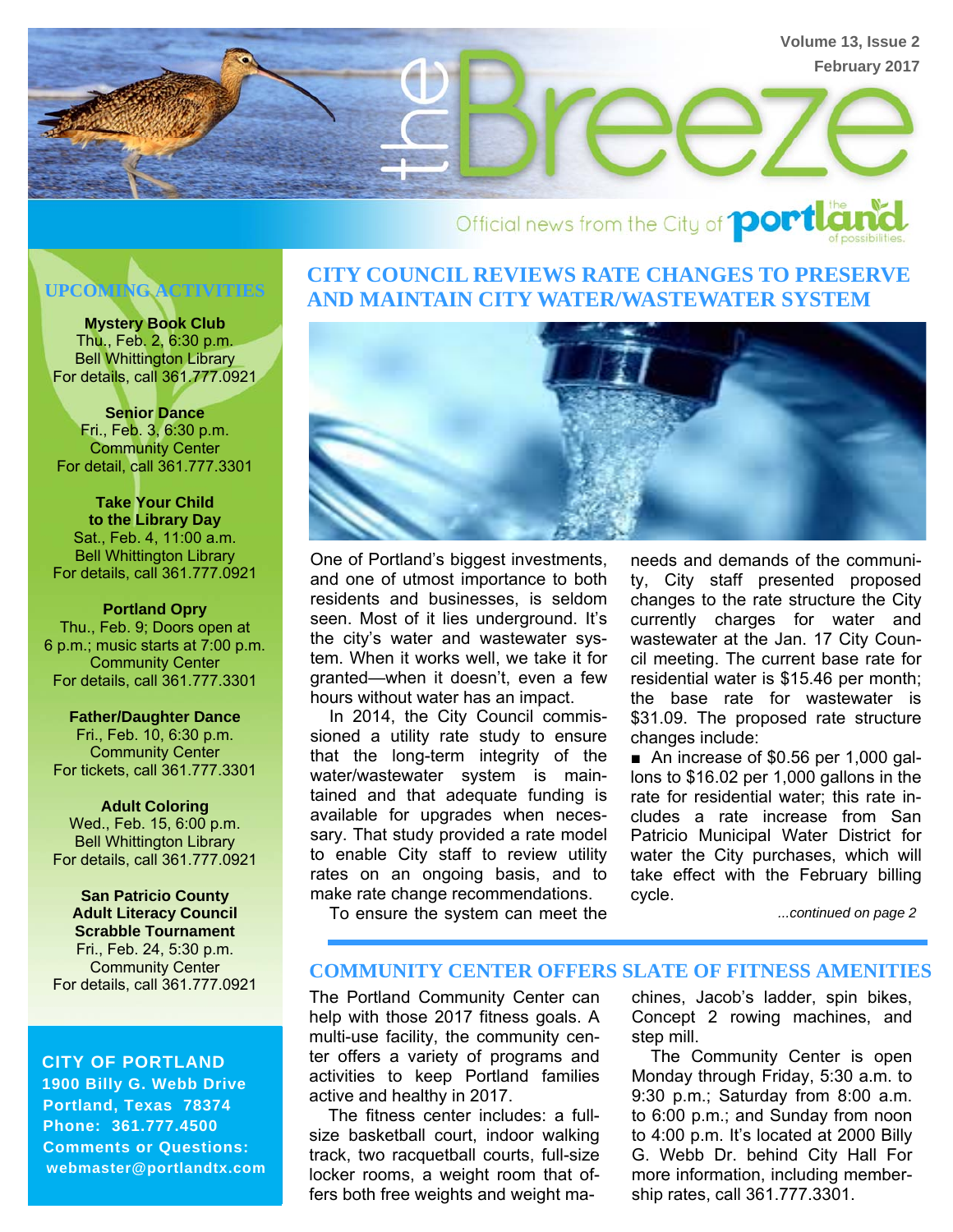# the Breeze

Official news from the City of portland — the portland of possibilities.

## UPCOMING ACTIVITIES

**Mystery Book Club**
Thu., Feb. 2, 6:30 p.m.
Bell Whittington Library
For details, call 361.777.0921

**Senior Dance**
Fri., Feb. 3, 6:30 p.m.
Community Center
For detail, call 361.777.3301

**Take Your Child to the Library Day**
Sat., Feb. 4, 11:00 a.m.
Bell Whittington Library
For details, call 361.777.0921

**Portland Opry**
Thu., Feb. 9; Doors open at 6 p.m.; music starts at 7:00 p.m.
Community Center
For details, call 361.777.3301

**Father/Daughter Dance**
Fri., Feb. 10, 6:30 p.m.
Community Center
For tickets, call 361.777.3301

**Adult Coloring**
Wed., Feb. 15, 6:00 p.m.
Bell Whittington Library
For details, call 361.777.0921

**San Patricio County Adult Literacy Council Scrabble Tournament**
Fri., Feb. 24, 5:30 p.m.
Community Center
For details, call 361.777.0921

**CITY OF PORTLAND**
**1900 Billy G. Webb Drive**
**Portland, Texas 78374**
**Phone: 361.777.4500**
**Comments or Questions:**
**webmaster@portlandtx.com**

## CITY COUNCIL REVIEWS RATE CHANGES TO PRESERVE AND MAINTAIN CITY WATER/WASTEWATER SYSTEM

One of Portland's biggest investments, and one of utmost importance to both residents and businesses, is seldom seen. Most of it lies underground. It's the city's water and wastewater system. When it works well, we take it for granted—when it doesn't, even a few hours without water has an impact.

In 2014, the City Council commissioned a utility rate study to ensure that the long-term integrity of the water/wastewater system is maintained and that adequate funding is available for upgrades when necessary. That study provided a rate model to enable City staff to review utility rates on an ongoing basis, and to make rate change recommendations.

To ensure the system can meet the needs and demands of the community, City staff presented proposed changes to the rate structure the City currently charges for water and wastewater at the Jan. 17 City Council meeting. The current base rate for residential water is $15.46 per month; the base rate for wastewater is $31.09. The proposed rate structure changes include:

- An increase of $0.56 per 1,000 gallons to $16.02 per 1,000 gallons in the rate for residential water; this rate includes a rate increase from San Patricio Municipal Water District for water the City purchases, which will take effect with the February billing cycle.

*...continued on page 2*

## COMMUNITY CENTER OFFERS SLATE OF FITNESS AMENITIES

The Portland Community Center can help with those 2017 fitness goals. A multi-use facility, the community center offers a variety of programs and activities to keep Portland families active and healthy in 2017.

The fitness center includes: a full-size basketball court, indoor walking track, two racquetball courts, full-size locker rooms, a weight room that offers both free weights and weight machines, Jacob's ladder, spin bikes, Concept 2 rowing machines, and step mill.

The Community Center is open Monday through Friday, 5:30 a.m. to 9:30 p.m.; Saturday from 8:00 a.m. to 6:00 p.m.; and Sunday from noon to 4:00 p.m. It's located at 2000 Billy G. Webb Dr. behind City Hall For more information, including membership rates, call 361.777.3301.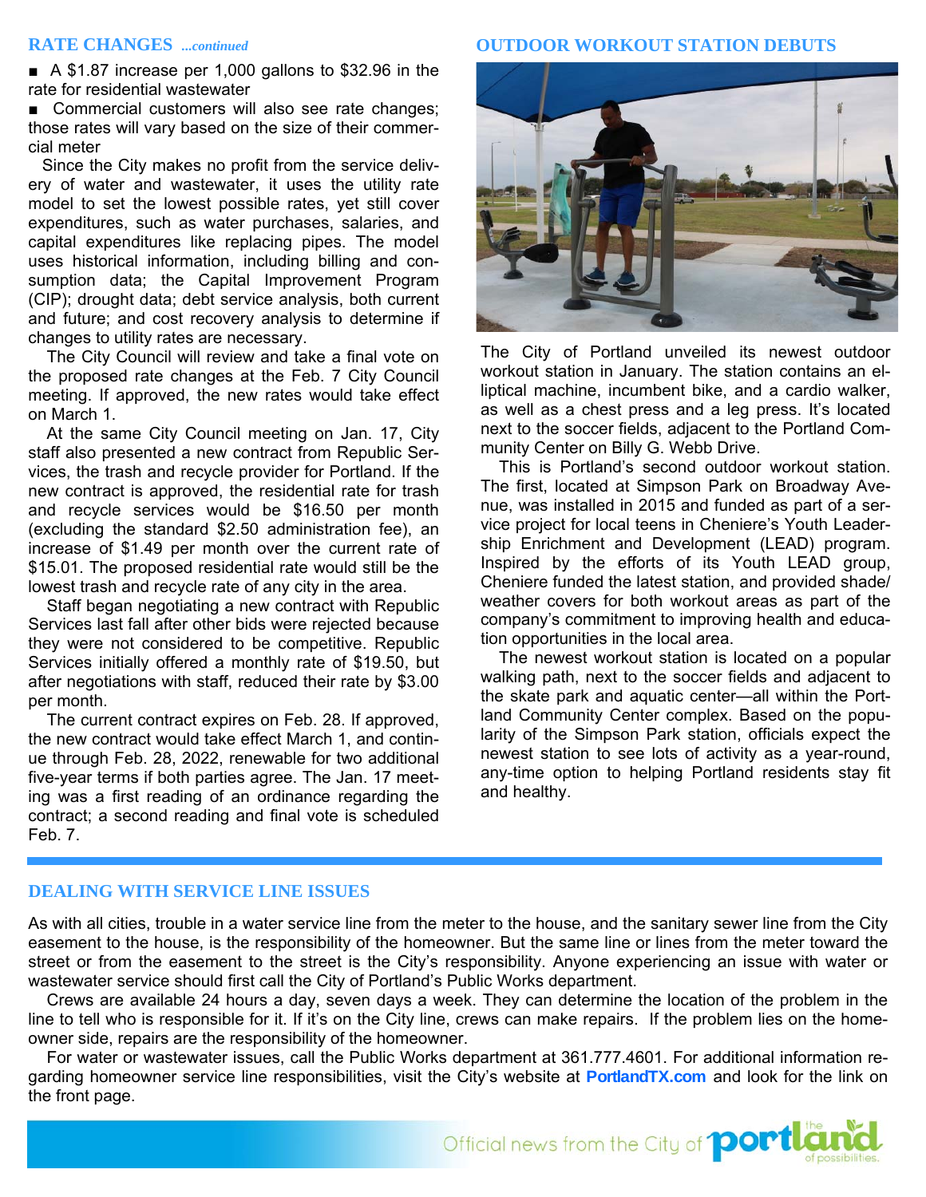## RATE CHANGES *...continued*

- A $1.87 increase per 1,000 gallons to $32.96 in the rate for residential wastewater
- Commercial customers will also see rate changes; those rates will vary based on the size of their commercial meter

Since the City makes no profit from the service delivery of water and wastewater, it uses the utility rate model to set the lowest possible rates, yet still cover expenditures, such as water purchases, salaries, and capital expenditures like replacing pipes. The model uses historical information, including billing and consumption data; the Capital Improvement Program (CIP); drought data; debt service analysis, both current and future; and cost recovery analysis to determine if changes to utility rates are necessary.

The City Council will review and take a final vote on the proposed rate changes at the Feb. 7 City Council meeting. If approved, the new rates would take effect on March 1.

At the same City Council meeting on Jan. 17, City staff also presented a new contract from Republic Services, the trash and recycle provider for Portland. If the new contract is approved, the residential rate for trash and recycle services would be $16.50 per month (excluding the standard $2.50 administration fee), an increase of $1.49 per month over the current rate of $15.01. The proposed residential rate would still be the lowest trash and recycle rate of any city in the area.

Staff began negotiating a new contract with Republic Services last fall after other bids were rejected because they were not considered to be competitive. Republic Services initially offered a monthly rate of $19.50, but after negotiations with staff, reduced their rate by $3.00 per month.

The current contract expires on Feb. 28. If approved, the new contract would take effect March 1, and continue through Feb. 28, 2022, renewable for two additional five-year terms if both parties agree. The Jan. 17 meeting was a first reading of an ordinance regarding the contract; a second reading and final vote is scheduled Feb. 7.

## OUTDOOR WORKOUT STATION DEBUTS

The City of Portland unveiled its newest outdoor workout station in January. The station contains an elliptical machine, incumbent bike, and a cardio walker, as well as a chest press and a leg press. It's located next to the soccer fields, adjacent to the Portland Community Center on Billy G. Webb Drive.

This is Portland's second outdoor workout station. The first, located at Simpson Park on Broadway Avenue, was installed in 2015 and funded as part of a service project for local teens in Cheniere's Youth Leadership Enrichment and Development (LEAD) program. Inspired by the efforts of its Youth LEAD group, Cheniere funded the latest station, and provided shade/ weather covers for both workout areas as part of the company's commitment to improving health and education opportunities in the local area.

The newest workout station is located on a popular walking path, next to the soccer fields and adjacent to the skate park and aquatic center—all within the Portland Community Center complex. Based on the popularity of the Simpson Park station, officials expect the newest station to see lots of activity as a year-round, any-time option to helping Portland residents stay fit and healthy.

## DEALING WITH SERVICE LINE ISSUES

As with all cities, trouble in a water service line from the meter to the house, and the sanitary sewer line from the City easement to the house, is the responsibility of the homeowner. But the same line or lines from the meter toward the street or from the easement to the street is the City's responsibility. Anyone experiencing an issue with water or wastewater service should first call the City of Portland's Public Works department.

Crews are available 24 hours a day, seven days a week. They can determine the location of the problem in the line to tell who is responsible for it. If it's on the City line, crews can make repairs. If the problem lies on the homeowner side, repairs are the responsibility of the homeowner.

For water or wastewater issues, call the Public Works department at 361.777.4601. For additional information regarding homeowner service line responsibilities, visit the City's website at **PortlandTX.com** and look for the link on the front page.

Official news from the City of portland